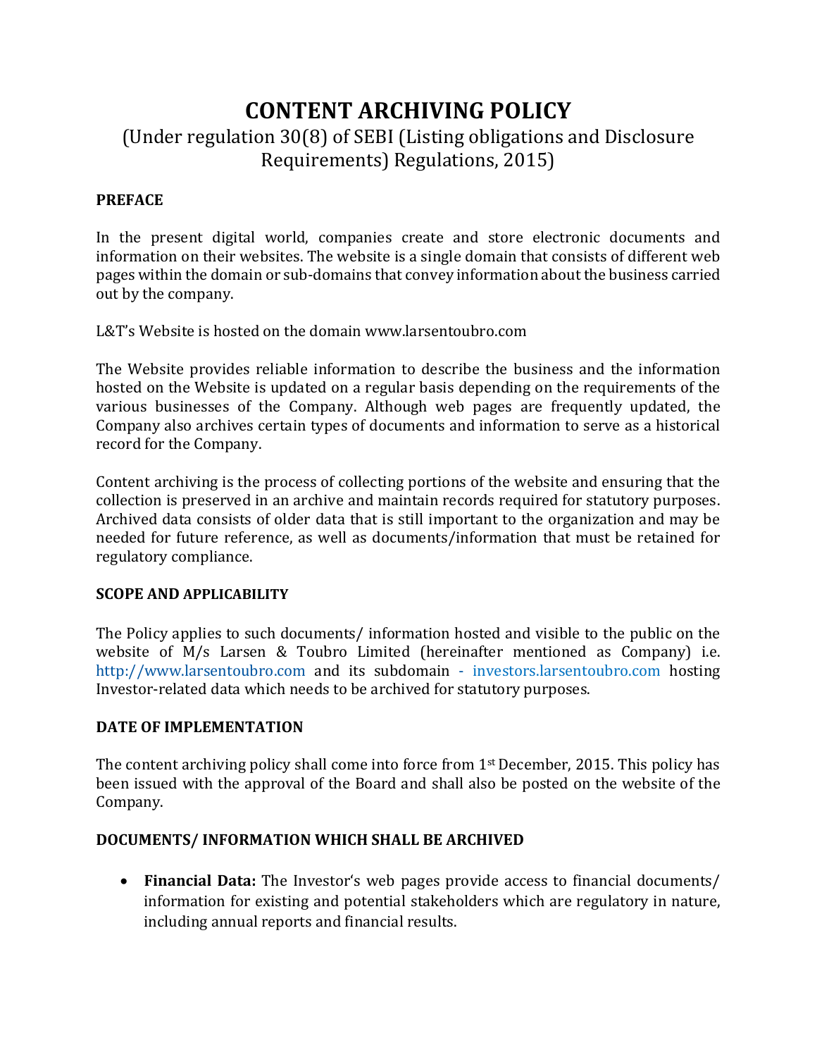# CONTENT ARCHIVING POLICY

(Under regulation 30(8) of SEBI (Listing obligations and Disclosure Requirements) Regulations, 2015)

## PREFACE

In the present digital world, companies create and store electronic documents and information on their websites. The website is a single domain that consists of different web pages within the domain or sub-domains that convey information about the business carried out by the company.

L&T's Website is hosted on the domain www.larsentoubro.com

The Website provides reliable information to describe the business and the information hosted on the Website is updated on a regular basis depending on the requirements of the various businesses of the Company. Although web pages are frequently updated, the Company also archives certain types of documents and information to serve as a historical record for the Company.

Content archiving is the process of collecting portions of the website and ensuring that the collection is preserved in an archive and maintain records required for statutory purposes. Archived data consists of older data that is still important to the organization and may be needed for future reference, as well as documents/information that must be retained for regulatory compliance.

## SCOPE AND APPLICABILITY

The Policy applies to such documents/ information hosted and visible to the public on the website of M/s Larsen & Toubro Limited (hereinafter mentioned as Company) i.e. http://www.larsentoubro.com and its subdomain - investors.larsentoubro.com hosting Investor-related data which needs to be archived for statutory purposes.

## DATE OF IMPLEMENTATION

The content archiving policy shall come into force from 1st December, 2015. This policy has been issued with the approval of the Board and shall also be posted on the website of the Company.

## DOCUMENTS/ INFORMATION WHICH SHALL BE ARCHIVED

- **Financial Data:** The Investor's web pages provide access to financial documents/ information for existing and potential stakeholders which are regulatory in nature, including annual reports and financial results.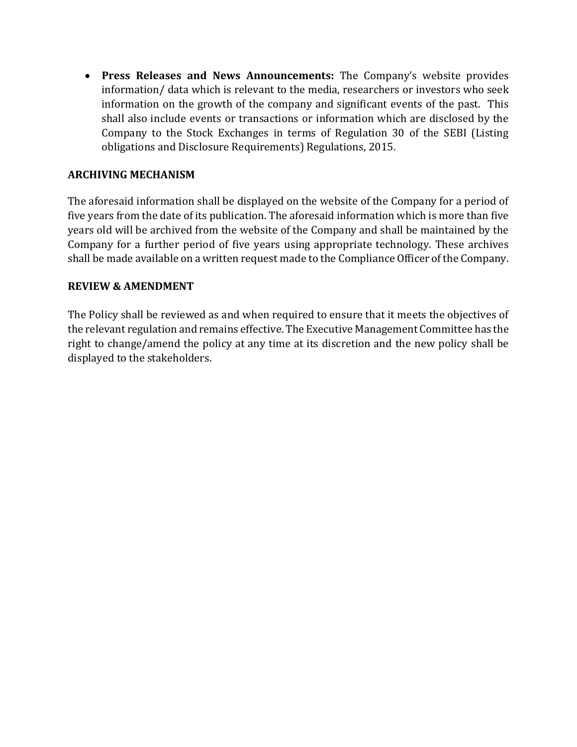- **Press Releases and News Announcements:** The Company's website provides information/ data which is relevant to the media, researchers or investors who seek information on the growth of the company and significant events of the past. This shall also include events or transactions or information which are disclosed by the Company to the Stock Exchanges in terms of Regulation 30 of the SEBI (Listing obligations and Disclosure Requirements) Regulations, 2015.

## ARCHIVING MECHANISM

The aforesaid information shall be displayed on the website of the Company for a period of five years from the date of its publication. The aforesaid information which is more than five years old will be archived from the website of the Company and shall be maintained by the Company for a further period of five years using appropriate technology. These archives shall be made available on a written request made to the Compliance Officer of the Company.

## REVIEW & AMENDMENT

The Policy shall be reviewed as and when required to ensure that it meets the objectives of the relevant regulation and remains effective. The Executive Management Committee has the right to change/amend the policy at any time at its discretion and the new policy shall be displayed to the stakeholders.